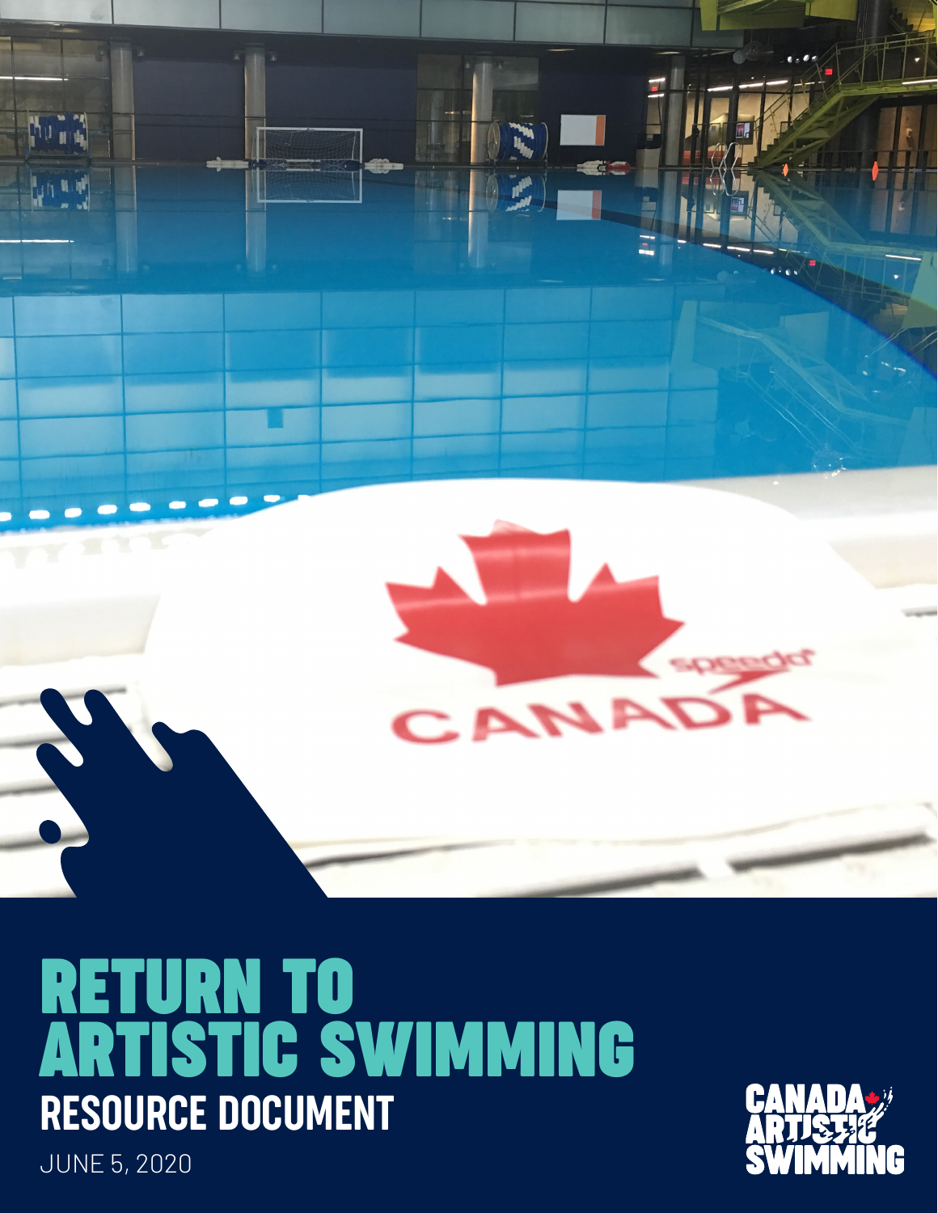# RETURN TO ARTISTIC SWIMMING

## RESOURCE DOCUMENT

JUNE 5, 2020

CANADA ARTISTIC SWIMMING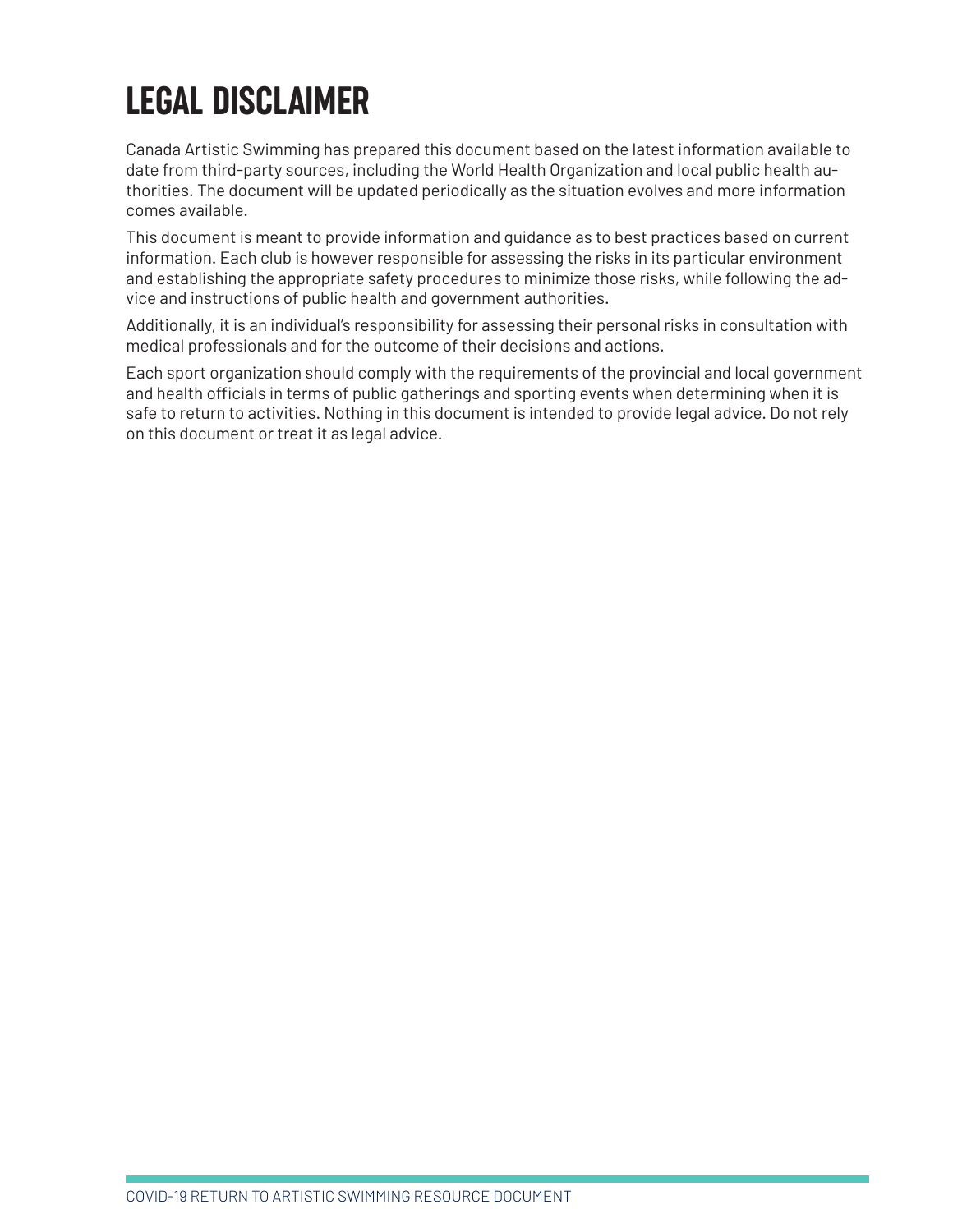# LEGAL DISCLAIMER

Canada Artistic Swimming has prepared this document based on the latest information available to date from third-party sources, including the World Health Organization and local public health authorities. The document will be updated periodically as the situation evolves and more information comes available.

This document is meant to provide information and guidance as to best practices based on current information. Each club is however responsible for assessing the risks in its particular environment and establishing the appropriate safety procedures to minimize those risks, while following the advice and instructions of public health and government authorities.

Additionally, it is an individual's responsibility for assessing their personal risks in consultation with medical professionals and for the outcome of their decisions and actions.

Each sport organization should comply with the requirements of the provincial and local government and health officials in terms of public gatherings and sporting events when determining when it is safe to return to activities. Nothing in this document is intended to provide legal advice. Do not rely on this document or treat it as legal advice.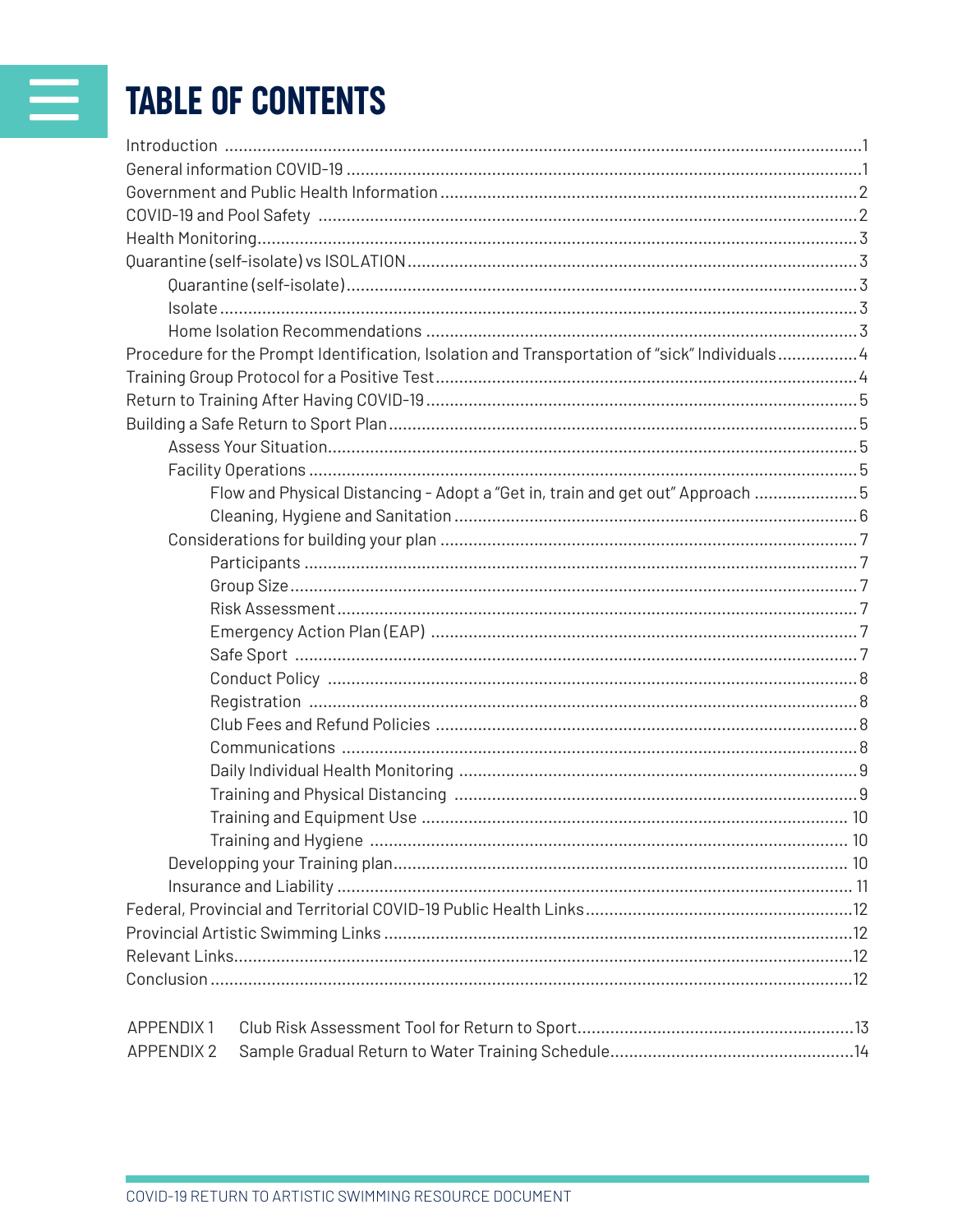# TABLE OF CONTENTS

- Introduction ..... 1
- General information COVID-19 ..... 1
- Government and Public Health Information ..... 2
- COVID-19 and Pool Safety ..... 2
- Health Monitoring ..... 3
- Quarantine (self-isolate) vs ISOLATION ..... 3
  - Quarantine (self-isolate) ..... 3
  - Isolate ..... 3
  - Home Isolation Recommendations ..... 3
- Procedure for the Prompt Identification, Isolation and Transportation of "sick" Individuals ..... 4
- Training Group Protocol for a Positive Test ..... 4
- Return to Training After Having COVID-19 ..... 5
- Building a Safe Return to Sport Plan ..... 5
  - Assess Your Situation ..... 5
  - Facility Operations ..... 5
    - Flow and Physical Distancing - Adopt a "Get in, train and get out" Approach ..... 5
    - Cleaning, Hygiene and Sanitation ..... 6
  - Considerations for building your plan ..... 7
    - Participants ..... 7
    - Group Size ..... 7
    - Risk Assessment ..... 7
    - Emergency Action Plan (EAP) ..... 7
    - Safe Sport ..... 7
    - Conduct Policy ..... 8
    - Registration ..... 8
    - Club Fees and Refund Policies ..... 8
    - Communications ..... 8
    - Daily Individual Health Monitoring ..... 9
    - Training and Physical Distancing ..... 9
    - Training and Equipment Use ..... 10
    - Training and Hygiene ..... 10
  - Developping your Training plan ..... 10
  - Insurance and Liability ..... 11
- Federal, Provincial and Territorial COVID-19 Public Health Links ..... 12
- Provincial Artistic Swimming Links ..... 12
- Relevant Links ..... 12
- Conclusion ..... 12

- APPENDIX 1 Club Risk Assessment Tool for Return to Sport ..... 13
- APPENDIX 2 Sample Gradual Return to Water Training Schedule ..... 14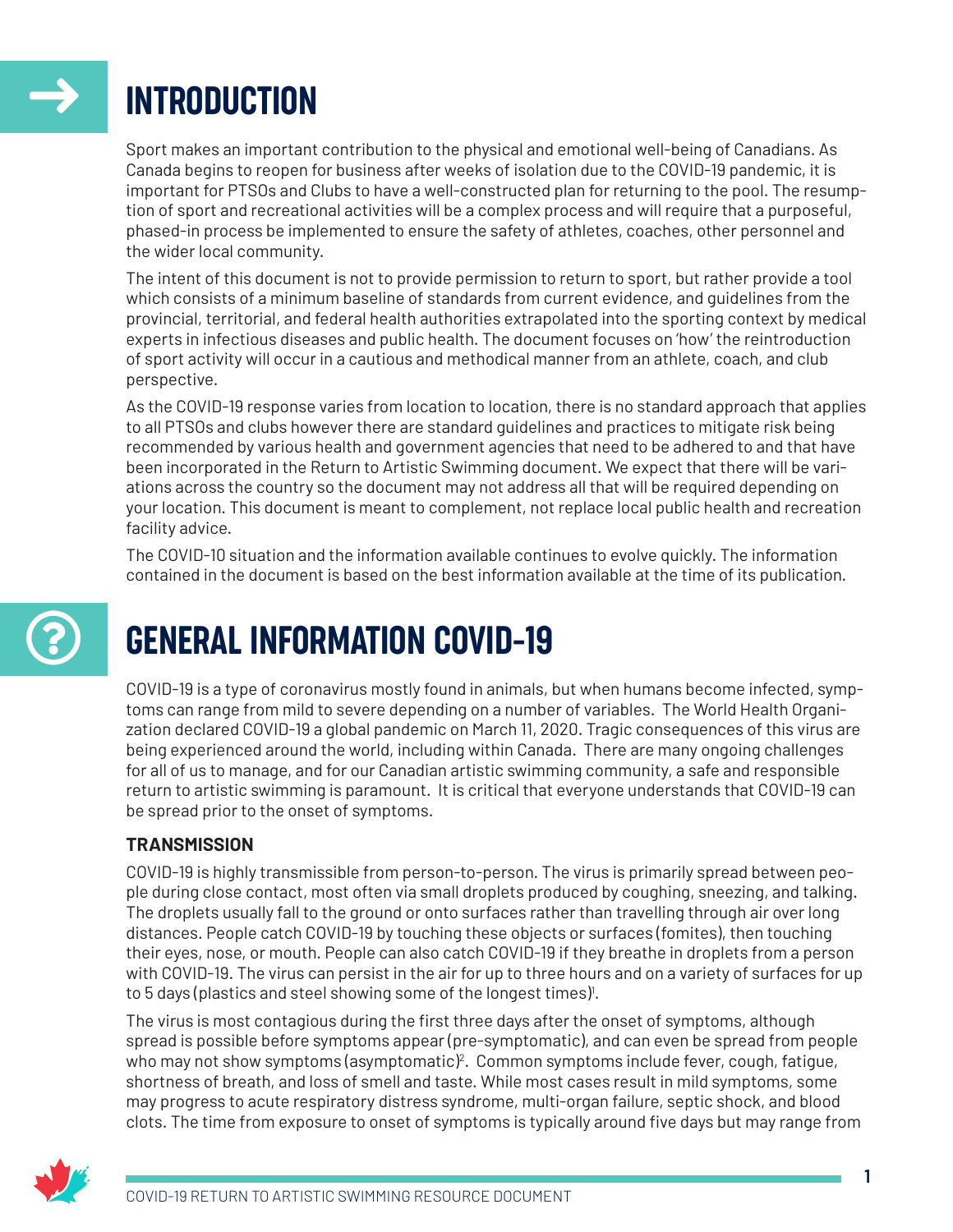# INTRODUCTION

Sport makes an important contribution to the physical and emotional well-being of Canadians. As Canada begins to reopen for business after weeks of isolation due to the COVID-19 pandemic, it is important for PTSOs and Clubs to have a well-constructed plan for returning to the pool. The resumption of sport and recreational activities will be a complex process and will require that a purposeful, phased-in process be implemented to ensure the safety of athletes, coaches, other personnel and the wider local community.

The intent of this document is not to provide permission to return to sport, but rather provide a tool which consists of a minimum baseline of standards from current evidence, and guidelines from the provincial, territorial, and federal health authorities extrapolated into the sporting context by medical experts in infectious diseases and public health. The document focuses on 'how' the reintroduction of sport activity will occur in a cautious and methodical manner from an athlete, coach, and club perspective.

As the COVID-19 response varies from location to location, there is no standard approach that applies to all PTSOs and clubs however there are standard guidelines and practices to mitigate risk being recommended by various health and government agencies that need to be adhered to and that have been incorporated in the Return to Artistic Swimming document. We expect that there will be variations across the country so the document may not address all that will be required depending on your location. This document is meant to complement, not replace local public health and recreation facility advice.

The COVID-10 situation and the information available continues to evolve quickly. The information contained in the document is based on the best information available at the time of its publication.

# GENERAL INFORMATION COVID-19

COVID-19 is a type of coronavirus mostly found in animals, but when humans become infected, symptoms can range from mild to severe depending on a number of variables. The World Health Organization declared COVID-19 a global pandemic on March 11, 2020. Tragic consequences of this virus are being experienced around the world, including within Canada. There are many ongoing challenges for all of us to manage, and for our Canadian artistic swimming community, a safe and responsible return to artistic swimming is paramount. It is critical that everyone understands that COVID-19 can be spread prior to the onset of symptoms.

### TRANSMISSION

COVID-19 is highly transmissible from person-to-person. The virus is primarily spread between people during close contact, most often via small droplets produced by coughing, sneezing, and talking. The droplets usually fall to the ground or onto surfaces rather than travelling through air over long distances. People catch COVID-19 by touching these objects or surfaces (fomites), then touching their eyes, nose, or mouth. People can also catch COVID-19 if they breathe in droplets from a person with COVID-19. The virus can persist in the air for up to three hours and on a variety of surfaces for up to 5 days (plastics and steel showing some of the longest times)[1].

The virus is most contagious during the first three days after the onset of symptoms, although spread is possible before symptoms appear (pre-symptomatic), and can even be spread from people who may not show symptoms (asymptomatic)[2]. Common symptoms include fever, cough, fatigue, shortness of breath, and loss of smell and taste. While most cases result in mild symptoms, some may progress to acute respiratory distress syndrome, multi-organ failure, septic shock, and blood clots. The time from exposure to onset of symptoms is typically around five days but may range from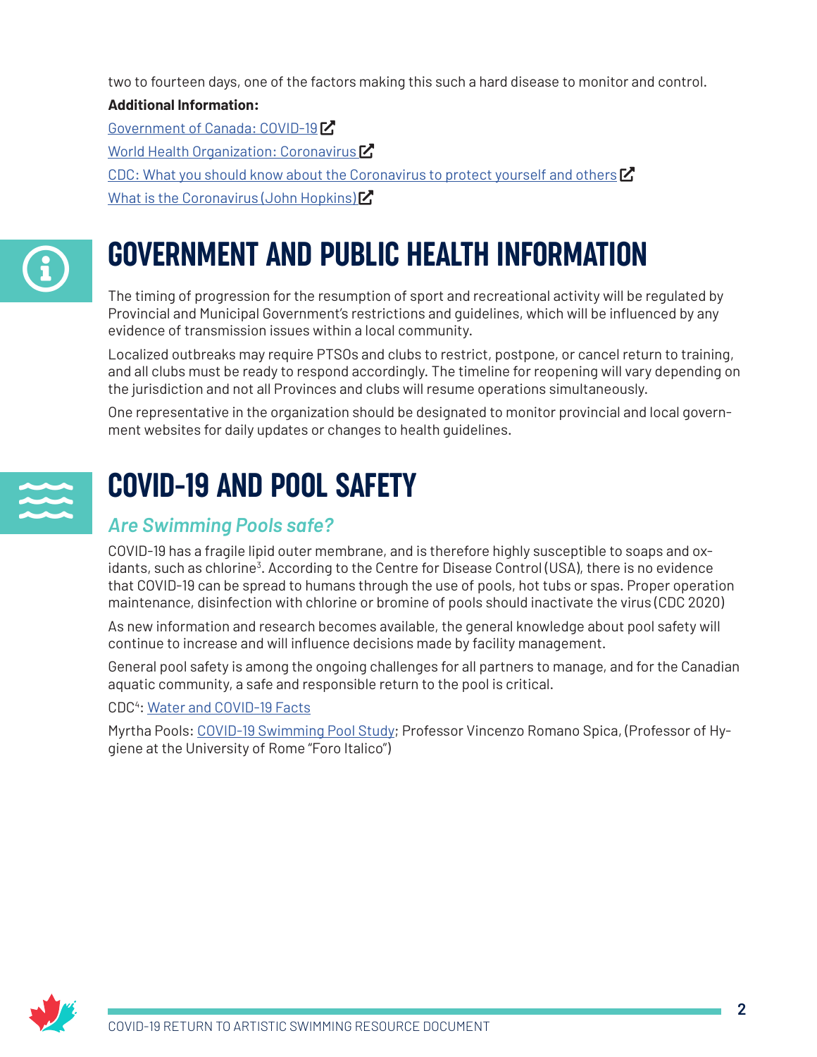two to fourteen days, one of the factors making this such a hard disease to monitor and control.

**Additional Information:**

[Government of Canada: COVID-19]

[World Health Organization: Coronavirus]

[CDC: What you should know about the Coronavirus to protect yourself and others]

[What is the Coronavirus (John Hopkins)]

# GOVERNMENT AND PUBLIC HEALTH INFORMATION

The timing of progression for the resumption of sport and recreational activity will be regulated by Provincial and Municipal Government's restrictions and guidelines, which will be influenced by any evidence of transmission issues within a local community.

Localized outbreaks may require PTSOs and clubs to restrict, postpone, or cancel return to training, and all clubs must be ready to respond accordingly. The timeline for reopening will vary depending on the jurisdiction and not all Provinces and clubs will resume operations simultaneously.

One representative in the organization should be designated to monitor provincial and local government websites for daily updates or changes to health guidelines.

# COVID-19 AND POOL SAFETY

## *Are Swimming Pools safe?*

COVID-19 has a fragile lipid outer membrane, and is therefore highly susceptible to soaps and oxidants, such as chlorine[3]. According to the Centre for Disease Control (USA), there is no evidence that COVID-19 can be spread to humans through the use of pools, hot tubs or spas. Proper operation maintenance, disinfection with chlorine or bromine of pools should inactivate the virus (CDC 2020)

As new information and research becomes available, the general knowledge about pool safety will continue to increase and will influence decisions made by facility management.

General pool safety is among the ongoing challenges for all partners to manage, and for the Canadian aquatic community, a safe and responsible return to the pool is critical.

CDC[4]: Water and COVID-19 Facts

Myrtha Pools: COVID-19 Swimming Pool Study; Professor Vincenzo Romano Spica, (Professor of Hygiene at the University of Rome "Foro Italico")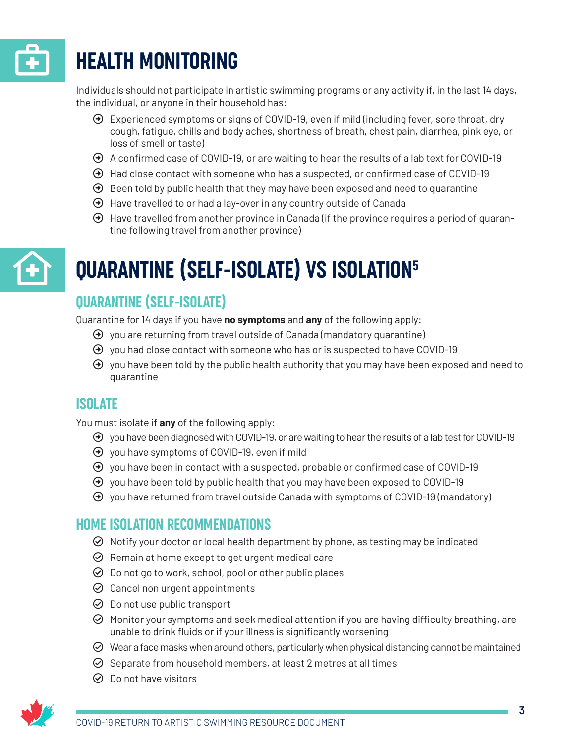# HEALTH MONITORING

Individuals should not participate in artistic swimming programs or any activity if, in the last 14 days, the individual, or anyone in their household has:

- Experienced symptoms or signs of COVID-19, even if mild (including fever, sore throat, dry cough, fatigue, chills and body aches, shortness of breath, chest pain, diarrhea, pink eye, or loss of smell or taste)
- A confirmed case of COVID-19, or are waiting to hear the results of a lab text for COVID-19
- Had close contact with someone who has a suspected, or confirmed case of COVID-19
- Been told by public health that they may have been exposed and need to quarantine
- Have travelled to or had a lay-over in any country outside of Canada
- Have travelled from another province in Canada (if the province requires a period of quarantine following travel from another province)

# QUARANTINE (SELF-ISOLATE) VS ISOLATION[5]

## QUARANTINE (SELF-ISOLATE)

Quarantine for 14 days if you have **no symptoms** and **any** of the following apply:

- you are returning from travel outside of Canada (mandatory quarantine)
- you had close contact with someone who has or is suspected to have COVID-19
- you have been told by the public health authority that you may have been exposed and need to quarantine

## ISOLATE

You must isolate if **any** of the following apply:

- you have been diagnosed with COVID-19, or are waiting to hear the results of a lab test for COVID-19
- you have symptoms of COVID-19, even if mild
- you have been in contact with a suspected, probable or confirmed case of COVID-19
- you have been told by public health that you may have been exposed to COVID-19
- you have returned from travel outside Canada with symptoms of COVID-19 (mandatory)

## HOME ISOLATION RECOMMENDATIONS

- Notify your doctor or local health department by phone, as testing may be indicated
- Remain at home except to get urgent medical care
- Do not go to work, school, pool or other public places
- Cancel non urgent appointments
- Do not use public transport
- Monitor your symptoms and seek medical attention if you are having difficulty breathing, are unable to drink fluids or if your illness is significantly worsening
- Wear a face masks when around others, particularly when physical distancing cannot be maintained
- Separate from household members, at least 2 metres at all times
- Do not have visitors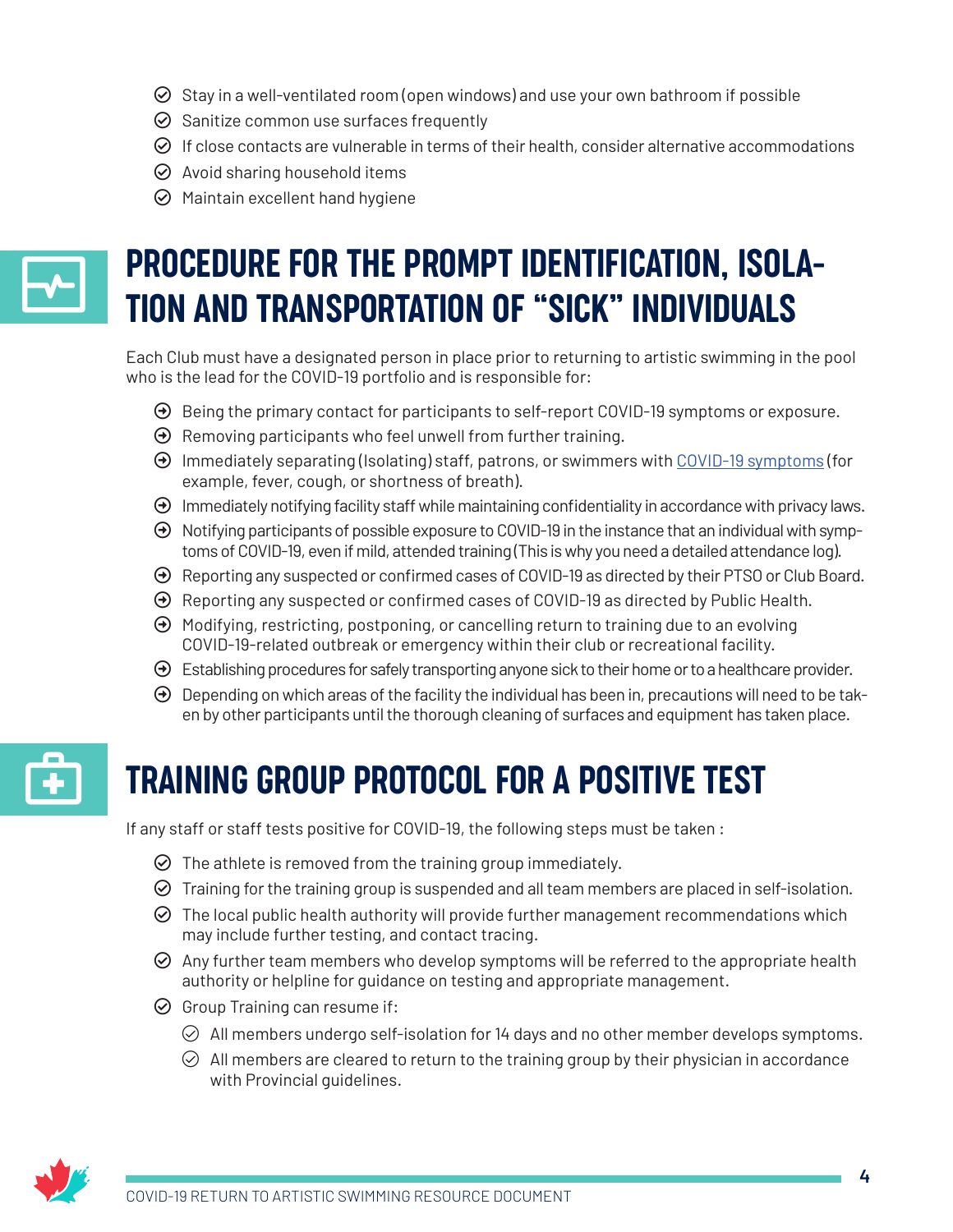- Stay in a well-ventilated room (open windows) and use your own bathroom if possible
- Sanitize common use surfaces frequently
- If close contacts are vulnerable in terms of their health, consider alternative accommodations
- Avoid sharing household items
- Maintain excellent hand hygiene

## PROCEDURE FOR THE PROMPT IDENTIFICATION, ISOLATION AND TRANSPORTATION OF "SICK" INDIVIDUALS

Each Club must have a designated person in place prior to returning to artistic swimming in the pool who is the lead for the COVID-19 portfolio and is responsible for:

- Being the primary contact for participants to self-report COVID-19 symptoms or exposure.
- Removing participants who feel unwell from further training.
- Immediately separating (Isolating) staff, patrons, or swimmers with COVID-19 symptoms (for example, fever, cough, or shortness of breath).
- Immediately notifying facility staff while maintaining confidentiality in accordance with privacy laws.
- Notifying participants of possible exposure to COVID-19 in the instance that an individual with symptoms of COVID-19, even if mild, attended training (This is why you need a detailed attendance log).
- Reporting any suspected or confirmed cases of COVID-19 as directed by their PTSO or Club Board.
- Reporting any suspected or confirmed cases of COVID-19 as directed by Public Health.
- Modifying, restricting, postponing, or cancelling return to training due to an evolving COVID-19-related outbreak or emergency within their club or recreational facility.
- Establishing procedures for safely transporting anyone sick to their home or to a healthcare provider.
- Depending on which areas of the facility the individual has been in, precautions will need to be taken by other participants until the thorough cleaning of surfaces and equipment has taken place.

## TRAINING GROUP PROTOCOL FOR A POSITIVE TEST

If any staff or staff tests positive for COVID-19, the following steps must be taken :

- The athlete is removed from the training group immediately.
- Training for the training group is suspended and all team members are placed in self-isolation.
- The local public health authority will provide further management recommendations which may include further testing, and contact tracing.
- Any further team members who develop symptoms will be referred to the appropriate health authority or helpline for guidance on testing and appropriate management.
- Group Training can resume if:
  - All members undergo self-isolation for 14 days and no other member develops symptoms.
  - All members are cleared to return to the training group by their physician in accordance with Provincial guidelines.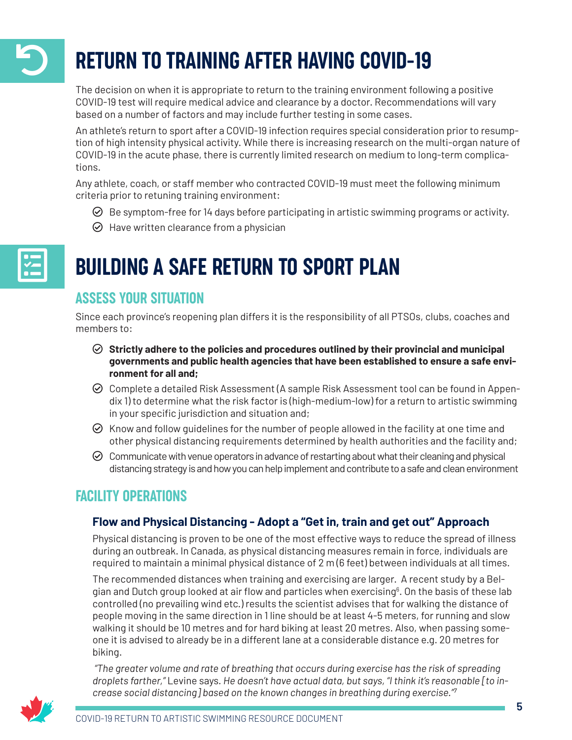# RETURN TO TRAINING AFTER HAVING COVID-19

The decision on when it is appropriate to return to the training environment following a positive COVID-19 test will require medical advice and clearance by a doctor. Recommendations will vary based on a number of factors and may include further testing in some cases.

An athlete's return to sport after a COVID-19 infection requires special consideration prior to resumption of high intensity physical activity. While there is increasing research on the multi-organ nature of COVID-19 in the acute phase, there is currently limited research on medium to long-term complications.

Any athlete, coach, or staff member who contracted COVID-19 must meet the following minimum criteria prior to retuning training environment:

- Be symptom-free for 14 days before participating in artistic swimming programs or activity.
- Have written clearance from a physician

# BUILDING A SAFE RETURN TO SPORT PLAN

## ASSESS YOUR SITUATION

Since each province's reopening plan differs it is the responsibility of all PTSOs, clubs, coaches and members to:

- **Strictly adhere to the policies and procedures outlined by their provincial and municipal governments and public health agencies that have been established to ensure a safe environment for all and;**
- Complete a detailed Risk Assessment (A sample Risk Assessment tool can be found in Appendix 1) to determine what the risk factor is (high-medium-low) for a return to artistic swimming in your specific jurisdiction and situation and;
- Know and follow guidelines for the number of people allowed in the facility at one time and other physical distancing requirements determined by health authorities and the facility and;
- Communicate with venue operators in advance of restarting about what their cleaning and physical distancing strategy is and how you can help implement and contribute to a safe and clean environment

## FACILITY OPERATIONS

### Flow and Physical Distancing - Adopt a "Get in, train and get out" Approach

Physical distancing is proven to be one of the most effective ways to reduce the spread of illness during an outbreak. In Canada, as physical distancing measures remain in force, individuals are required to maintain a minimal physical distance of 2 m (6 feet) between individuals at all times.

The recommended distances when training and exercising are larger. A recent study by a Belgian and Dutch group looked at air flow and particles when exercising[6]. On the basis of these lab controlled (no prevailing wind etc.) results the scientist advises that for walking the distance of people moving in the same direction in 1 line should be at least 4-5 meters, for running and slow walking it should be 10 metres and for hard biking at least 20 metres. Also, when passing someone it is advised to already be in a different lane at a considerable distance e.g. 20 metres for biking.

*"The greater volume and rate of breathing that occurs during exercise has the risk of spreading droplets farther,"* Levine says. *He doesn't have actual data, but says, "I think it's reasonable [to increase social distancing] based on the known changes in breathing during exercise."*[7]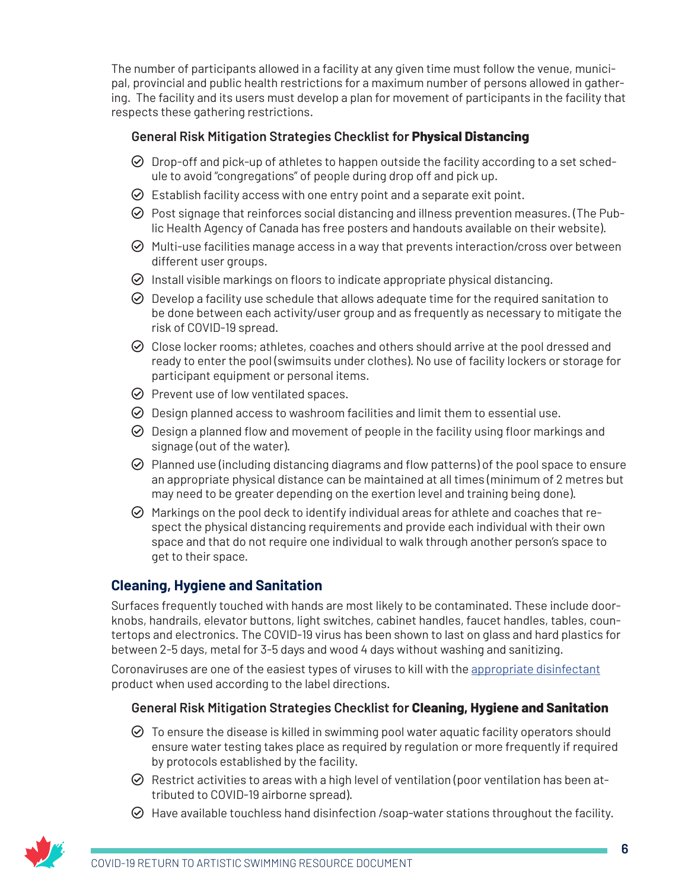The number of participants allowed in a facility at any given time must follow the venue, municipal, provincial and public health restrictions for a maximum number of persons allowed in gathering. The facility and its users must develop a plan for movement of participants in the facility that respects these gathering restrictions.

### General Risk Mitigation Strategies Checklist for **Physical Distancing**

- Drop-off and pick-up of athletes to happen outside the facility according to a set schedule to avoid "congregations" of people during drop off and pick up.
- Establish facility access with one entry point and a separate exit point.
- Post signage that reinforces social distancing and illness prevention measures. (The Public Health Agency of Canada has free posters and handouts available on their website).
- Multi-use facilities manage access in a way that prevents interaction/cross over between different user groups.
- Install visible markings on floors to indicate appropriate physical distancing.
- Develop a facility use schedule that allows adequate time for the required sanitation to be done between each activity/user group and as frequently as necessary to mitigate the risk of COVID-19 spread.
- Close locker rooms; athletes, coaches and others should arrive at the pool dressed and ready to enter the pool (swimsuits under clothes). No use of facility lockers or storage for participant equipment or personal items.
- Prevent use of low ventilated spaces.
- Design planned access to washroom facilities and limit them to essential use.
- Design a planned flow and movement of people in the facility using floor markings and signage (out of the water).
- Planned use (including distancing diagrams and flow patterns) of the pool space to ensure an appropriate physical distance can be maintained at all times (minimum of 2 metres but may need to be greater depending on the exertion level and training being done).
- Markings on the pool deck to identify individual areas for athlete and coaches that respect the physical distancing requirements and provide each individual with their own space and that do not require one individual to walk through another person's space to get to their space.

## Cleaning, Hygiene and Sanitation

Surfaces frequently touched with hands are most likely to be contaminated. These include doorknobs, handrails, elevator buttons, light switches, cabinet handles, faucet handles, tables, countertops and electronics. The COVID-19 virus has been shown to last on glass and hard plastics for between 2-5 days, metal for 3-5 days and wood 4 days without washing and sanitizing.

Coronaviruses are one of the easiest types of viruses to kill with the appropriate disinfectant product when used according to the label directions.

### General Risk Mitigation Strategies Checklist for **Cleaning, Hygiene and Sanitation**

- To ensure the disease is killed in swimming pool water aquatic facility operators should ensure water testing takes place as required by regulation or more frequently if required by protocols established by the facility.
- Restrict activities to areas with a high level of ventilation (poor ventilation has been attributed to COVID-19 airborne spread).
- Have available touchless hand disinfection /soap-water stations throughout the facility.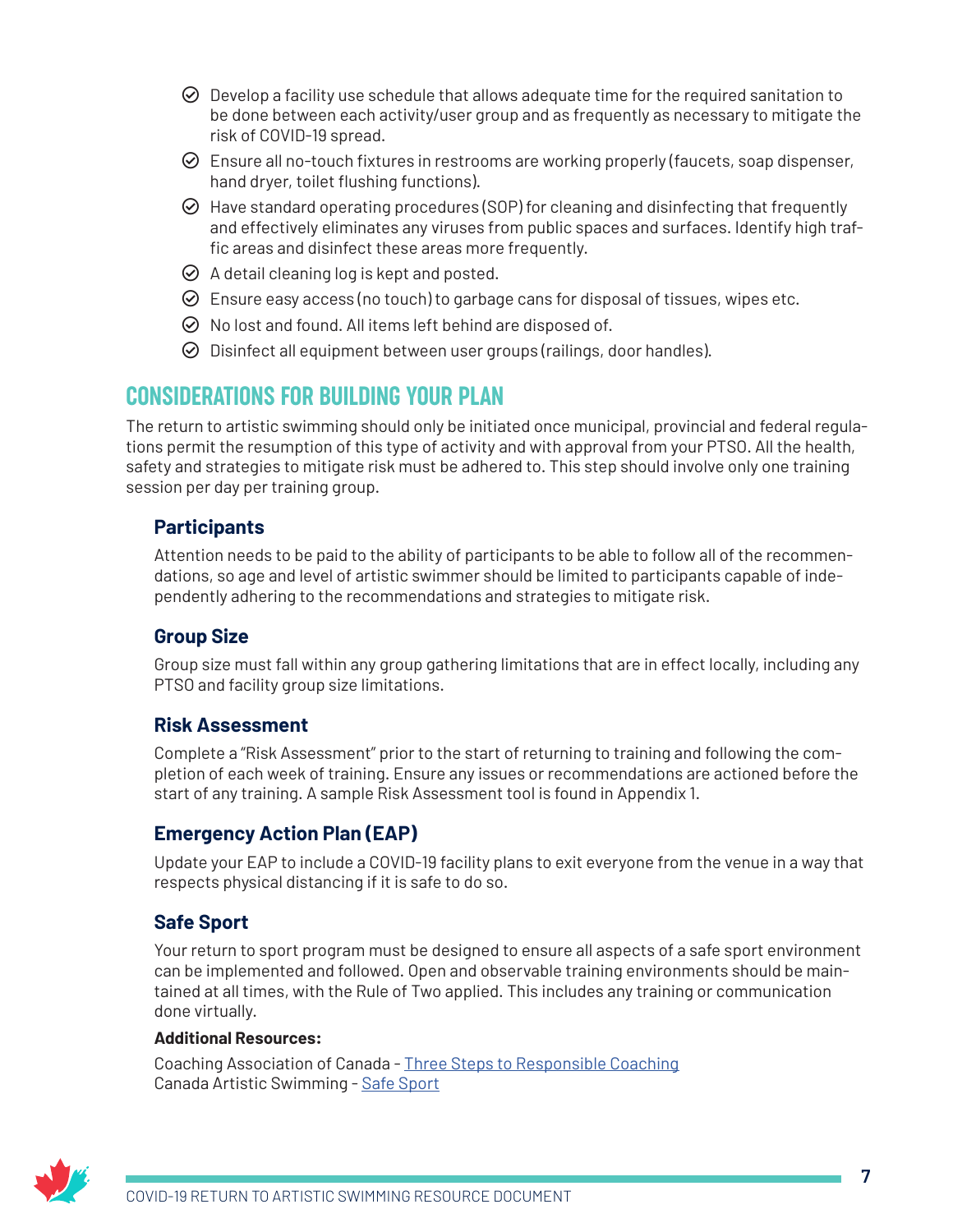- Develop a facility use schedule that allows adequate time for the required sanitation to be done between each activity/user group and as frequently as necessary to mitigate the risk of COVID-19 spread.
- Ensure all no-touch fixtures in restrooms are working properly (faucets, soap dispenser, hand dryer, toilet flushing functions).
- Have standard operating procedures (SOP) for cleaning and disinfecting that frequently and effectively eliminates any viruses from public spaces and surfaces. Identify high traffic areas and disinfect these areas more frequently.
- A detail cleaning log is kept and posted.
- Ensure easy access (no touch) to garbage cans for disposal of tissues, wipes etc.
- No lost and found. All items left behind are disposed of.
- Disinfect all equipment between user groups (railings, door handles).

## CONSIDERATIONS FOR BUILDING YOUR PLAN

The return to artistic swimming should only be initiated once municipal, provincial and federal regulations permit the resumption of this type of activity and with approval from your PTSO. All the health, safety and strategies to mitigate risk must be adhered to. This step should involve only one training session per day per training group.

### Participants

Attention needs to be paid to the ability of participants to be able to follow all of the recommendations, so age and level of artistic swimmer should be limited to participants capable of independently adhering to the recommendations and strategies to mitigate risk.

### Group Size

Group size must fall within any group gathering limitations that are in effect locally, including any PTSO and facility group size limitations.

### Risk Assessment

Complete a "Risk Assessment" prior to the start of returning to training and following the completion of each week of training. Ensure any issues or recommendations are actioned before the start of any training. A sample Risk Assessment tool is found in Appendix 1.

### Emergency Action Plan (EAP)

Update your EAP to include a COVID-19 facility plans to exit everyone from the venue in a way that respects physical distancing if it is safe to do so.

### Safe Sport

Your return to sport program must be designed to ensure all aspects of a safe sport environment can be implemented and followed. Open and observable training environments should be maintained at all times, with the Rule of Two applied. This includes any training or communication done virtually.

**Additional Resources:**

Coaching Association of Canada - Three Steps to Responsible Coaching
Canada Artistic Swimming - Safe Sport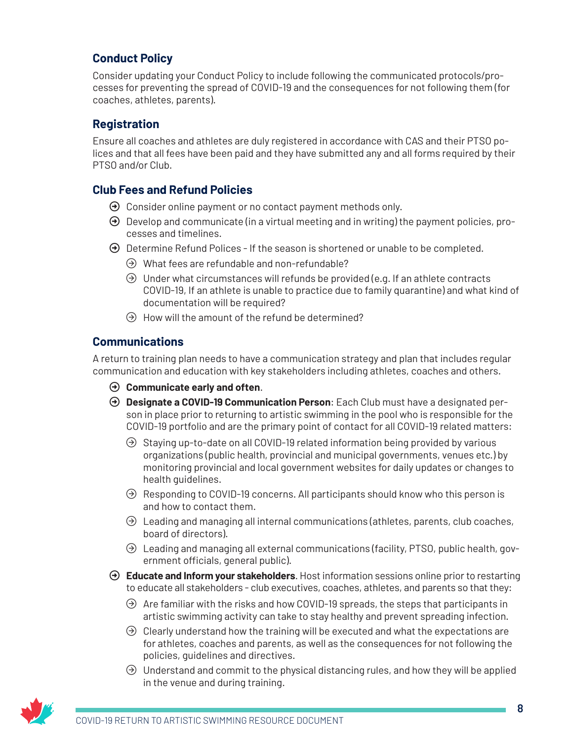### Conduct Policy

Consider updating your Conduct Policy to include following the communicated protocols/processes for preventing the spread of COVID-19 and the consequences for not following them (for coaches, athletes, parents).

### Registration

Ensure all coaches and athletes are duly registered in accordance with CAS and their PTSO polices and that all fees have been paid and they have submitted any and all forms required by their PTSO and/or Club.

### Club Fees and Refund Policies

- Consider online payment or no contact payment methods only.
- Develop and communicate (in a virtual meeting and in writing) the payment policies, processes and timelines.
- Determine Refund Polices - If the season is shortened or unable to be completed.
  - What fees are refundable and non-refundable?
  - Under what circumstances will refunds be provided (e.g. If an athlete contracts COVID-19, If an athlete is unable to practice due to family quarantine) and what kind of documentation will be required?
  - How will the amount of the refund be determined?

### Communications

A return to training plan needs to have a communication strategy and plan that includes regular communication and education with key stakeholders including athletes, coaches and others.

- **Communicate early and often**.
- **Designate a COVID-19 Communication Person**: Each Club must have a designated person in place prior to returning to artistic swimming in the pool who is responsible for the COVID-19 portfolio and are the primary point of contact for all COVID-19 related matters:
  - Staying up-to-date on all COVID-19 related information being provided by various organizations (public health, provincial and municipal governments, venues etc.) by monitoring provincial and local government websites for daily updates or changes to health guidelines.
  - Responding to COVID-19 concerns. All participants should know who this person is and how to contact them.
  - Leading and managing all internal communications (athletes, parents, club coaches, board of directors).
  - Leading and managing all external communications (facility, PTSO, public health, government officials, general public).
- **Educate and Inform your stakeholders**. Host information sessions online prior to restarting to educate all stakeholders - club executives, coaches, athletes, and parents so that they:
  - Are familiar with the risks and how COVID-19 spreads, the steps that participants in artistic swimming activity can take to stay healthy and prevent spreading infection.
  - Clearly understand how the training will be executed and what the expectations are for athletes, coaches and parents, as well as the consequences for not following the policies, guidelines and directives.
  - Understand and commit to the physical distancing rules, and how they will be applied in the venue and during training.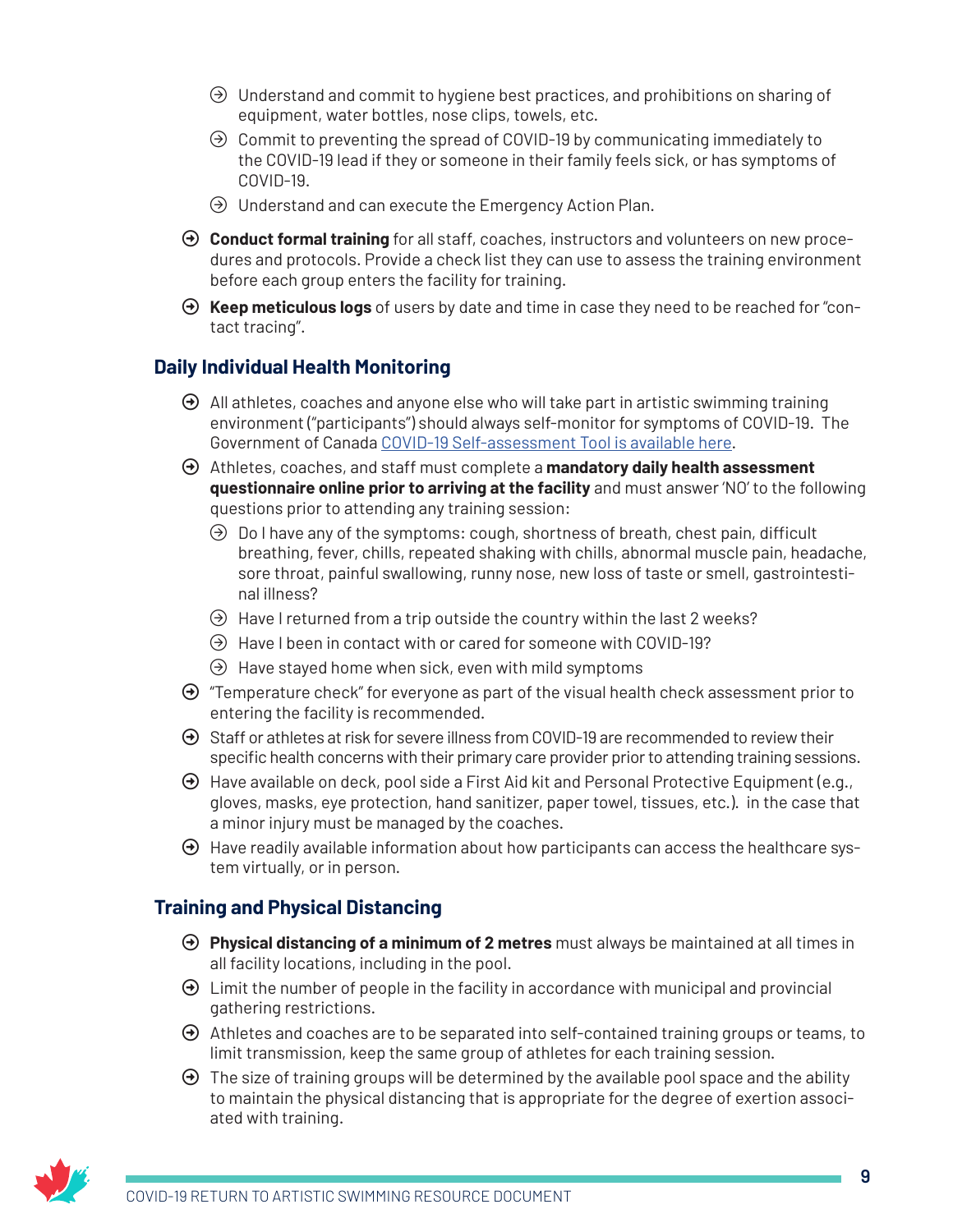- Understand and commit to hygiene best practices, and prohibitions on sharing of equipment, water bottles, nose clips, towels, etc.
  - Commit to preventing the spread of COVID-19 by communicating immediately to the COVID-19 lead if they or someone in their family feels sick, or has symptoms of COVID-19.
  - Understand and can execute the Emergency Action Plan.
- **Conduct formal training** for all staff, coaches, instructors and volunteers on new procedures and protocols. Provide a check list they can use to assess the training environment before each group enters the facility for training.
- **Keep meticulous logs** of users by date and time in case they need to be reached for "contact tracing".

## Daily Individual Health Monitoring

- All athletes, coaches and anyone else who will take part in artistic swimming training environment ("participants") should always self-monitor for symptoms of COVID-19. The Government of Canada COVID-19 Self-assessment Tool is available here.
- Athletes, coaches, and staff must complete a **mandatory daily health assessment questionnaire online prior to arriving at the facility** and must answer 'NO' to the following questions prior to attending any training session:
  - Do I have any of the symptoms: cough, shortness of breath, chest pain, difficult breathing, fever, chills, repeated shaking with chills, abnormal muscle pain, headache, sore throat, painful swallowing, runny nose, new loss of taste or smell, gastrointestinal illness?
  - Have I returned from a trip outside the country within the last 2 weeks?
  - Have I been in contact with or cared for someone with COVID-19?
  - Have stayed home when sick, even with mild symptoms
- "Temperature check" for everyone as part of the visual health check assessment prior to entering the facility is recommended.
- Staff or athletes at risk for severe illness from COVID-19 are recommended to review their specific health concerns with their primary care provider prior to attending training sessions.
- Have available on deck, pool side a First Aid kit and Personal Protective Equipment (e.g., gloves, masks, eye protection, hand sanitizer, paper towel, tissues, etc.). in the case that a minor injury must be managed by the coaches.
- Have readily available information about how participants can access the healthcare system virtually, or in person.

## Training and Physical Distancing

- **Physical distancing of a minimum of 2 metres** must always be maintained at all times in all facility locations, including in the pool.
- Limit the number of people in the facility in accordance with municipal and provincial gathering restrictions.
- Athletes and coaches are to be separated into self-contained training groups or teams, to limit transmission, keep the same group of athletes for each training session.
- The size of training groups will be determined by the available pool space and the ability to maintain the physical distancing that is appropriate for the degree of exertion associated with training.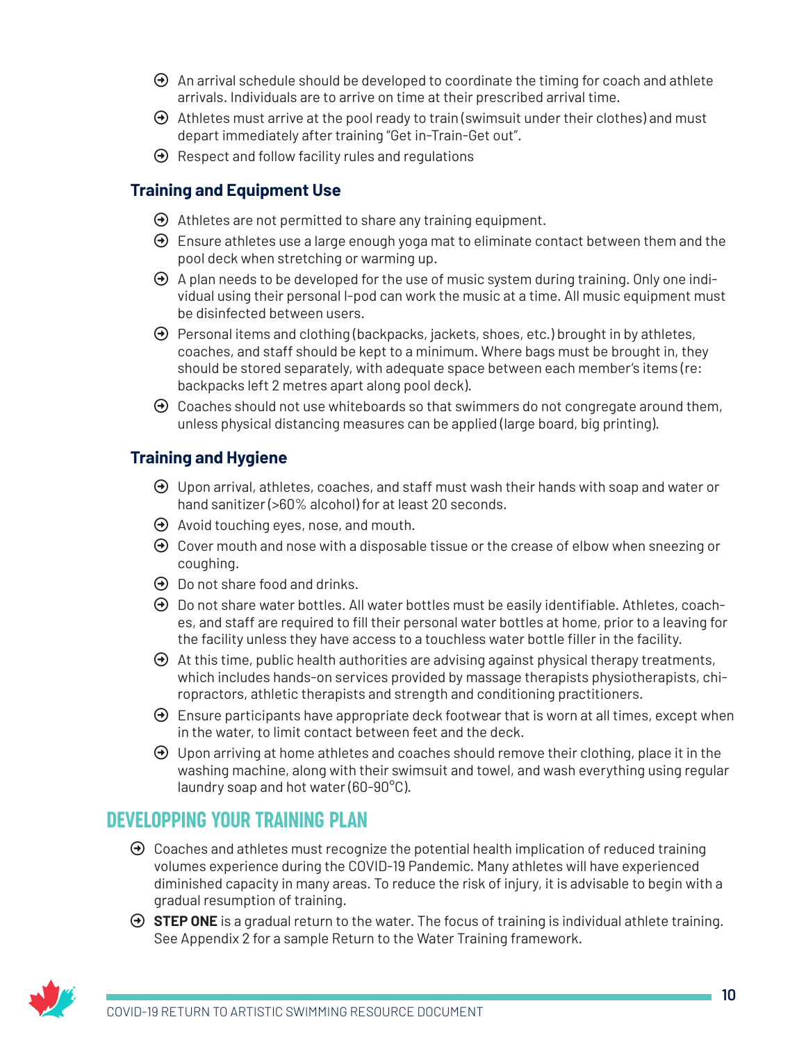- An arrival schedule should be developed to coordinate the timing for coach and athlete arrivals. Individuals are to arrive on time at their prescribed arrival time.
- Athletes must arrive at the pool ready to train (swimsuit under their clothes) and must depart immediately after training "Get in-Train-Get out".
- Respect and follow facility rules and regulations

### Training and Equipment Use

- Athletes are not permitted to share any training equipment.
- Ensure athletes use a large enough yoga mat to eliminate contact between them and the pool deck when stretching or warming up.
- A plan needs to be developed for the use of music system during training. Only one individual using their personal I-pod can work the music at a time. All music equipment must be disinfected between users.
- Personal items and clothing (backpacks, jackets, shoes, etc.) brought in by athletes, coaches, and staff should be kept to a minimum. Where bags must be brought in, they should be stored separately, with adequate space between each member's items (re: backpacks left 2 metres apart along pool deck).
- Coaches should not use whiteboards so that swimmers do not congregate around them, unless physical distancing measures can be applied (large board, big printing).

### Training and Hygiene

- Upon arrival, athletes, coaches, and staff must wash their hands with soap and water or hand sanitizer (>60% alcohol) for at least 20 seconds.
- Avoid touching eyes, nose, and mouth.
- Cover mouth and nose with a disposable tissue or the crease of elbow when sneezing or coughing.
- Do not share food and drinks.
- Do not share water bottles. All water bottles must be easily identifiable. Athletes, coaches, and staff are required to fill their personal water bottles at home, prior to a leaving for the facility unless they have access to a touchless water bottle filler in the facility.
- At this time, public health authorities are advising against physical therapy treatments, which includes hands-on services provided by massage therapists physiotherapists, chiropractors, athletic therapists and strength and conditioning practitioners.
- Ensure participants have appropriate deck footwear that is worn at all times, except when in the water, to limit contact between feet and the deck.
- Upon arriving at home athletes and coaches should remove their clothing, place it in the washing machine, along with their swimsuit and towel, and wash everything using regular laundry soap and hot water (60-90°C).

## DEVELOPPING YOUR TRAINING PLAN

- Coaches and athletes must recognize the potential health implication of reduced training volumes experience during the COVID-19 Pandemic. Many athletes will have experienced diminished capacity in many areas. To reduce the risk of injury, it is advisable to begin with a gradual resumption of training.
- **STEP ONE** is a gradual return to the water. The focus of training is individual athlete training. See Appendix 2 for a sample Return to the Water Training framework.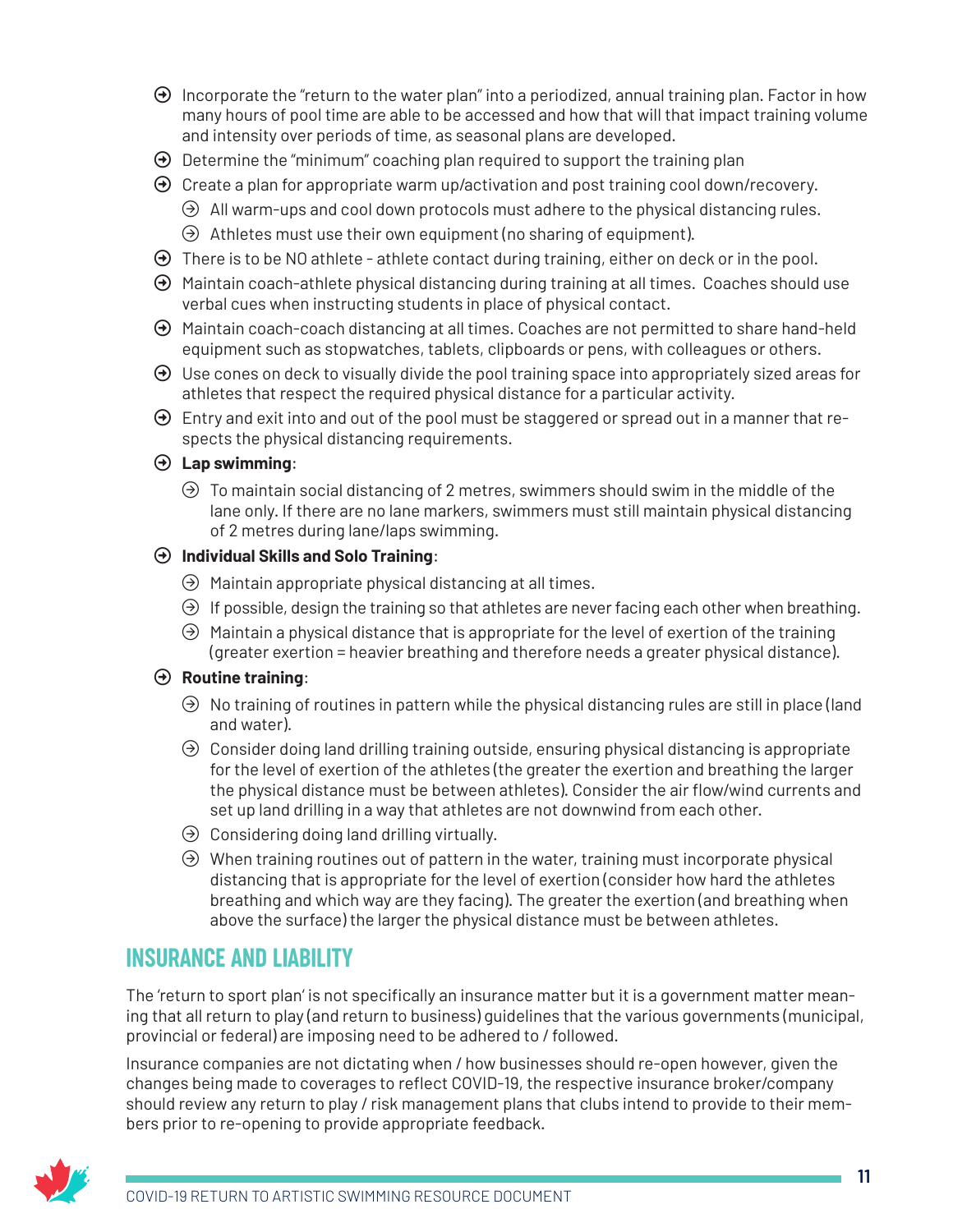- Incorporate the "return to the water plan" into a periodized, annual training plan. Factor in how many hours of pool time are able to be accessed and how that will that impact training volume and intensity over periods of time, as seasonal plans are developed.
- Determine the "minimum" coaching plan required to support the training plan
- Create a plan for appropriate warm up/activation and post training cool down/recovery.
  - All warm-ups and cool down protocols must adhere to the physical distancing rules.
  - Athletes must use their own equipment (no sharing of equipment).
- There is to be NO athlete - athlete contact during training, either on deck or in the pool.
- Maintain coach-athlete physical distancing during training at all times. Coaches should use verbal cues when instructing students in place of physical contact.
- Maintain coach-coach distancing at all times. Coaches are not permitted to share hand-held equipment such as stopwatches, tablets, clipboards or pens, with colleagues or others.
- Use cones on deck to visually divide the pool training space into appropriately sized areas for athletes that respect the required physical distance for a particular activity.
- Entry and exit into and out of the pool must be staggered or spread out in a manner that respects the physical distancing requirements.
- **Lap swimming**:
  - To maintain social distancing of 2 metres, swimmers should swim in the middle of the lane only. If there are no lane markers, swimmers must still maintain physical distancing of 2 metres during lane/laps swimming.
- **Individual Skills and Solo Training**:
  - Maintain appropriate physical distancing at all times.
  - If possible, design the training so that athletes are never facing each other when breathing.
  - Maintain a physical distance that is appropriate for the level of exertion of the training (greater exertion = heavier breathing and therefore needs a greater physical distance).
- **Routine training**:
  - No training of routines in pattern while the physical distancing rules are still in place (land and water).
  - Consider doing land drilling training outside, ensuring physical distancing is appropriate for the level of exertion of the athletes (the greater the exertion and breathing the larger the physical distance must be between athletes). Consider the air flow/wind currents and set up land drilling in a way that athletes are not downwind from each other.
  - Considering doing land drilling virtually.
  - When training routines out of pattern in the water, training must incorporate physical distancing that is appropriate for the level of exertion (consider how hard the athletes breathing and which way are they facing). The greater the exertion (and breathing when above the surface) the larger the physical distance must be between athletes.

## INSURANCE AND LIABILITY

The 'return to sport plan' is not specifically an insurance matter but it is a government matter meaning that all return to play (and return to business) guidelines that the various governments (municipal, provincial or federal) are imposing need to be adhered to / followed.

Insurance companies are not dictating when / how businesses should re-open however, given the changes being made to coverages to reflect COVID-19, the respective insurance broker/company should review any return to play / risk management plans that clubs intend to provide to their members prior to re-opening to provide appropriate feedback.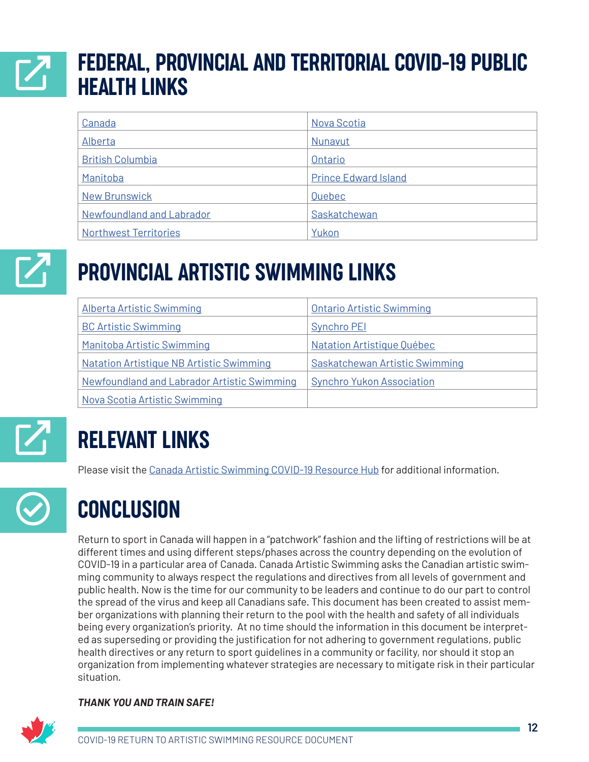## FEDERAL, PROVINCIAL AND TERRITORIAL COVID-19 PUBLIC HEALTH LINKS

| | |
|---|---|
| Canada | Nova Scotia |
| Alberta | Nunavut |
| British Columbia | Ontario |
| Manitoba | Prince Edward Island |
| New Brunswick | Quebec |
| Newfoundland and Labrador | Saskatchewan |
| Northwest Territories | Yukon |

## PROVINCIAL ARTISTIC SWIMMING LINKS

| | |
|---|---|
| Alberta Artistic Swimming | Ontario Artistic Swimming |
| BC Artistic Swimming | Synchro PEI |
| Manitoba Artistic Swimming | Natation Artistique Québec |
| Natation Artistique NB Artistic Swimming | Saskatchewan Artistic Swimming |
| Newfoundland and Labrador Artistic Swimming | Synchro Yukon Association |
| Nova Scotia Artistic Swimming | |

## RELEVANT LINKS

Please visit the Canada Artistic Swimming COVID-19 Resource Hub for additional information.

## CONCLUSION

Return to sport in Canada will happen in a "patchwork" fashion and the lifting of restrictions will be at different times and using different steps/phases across the country depending on the evolution of COVID-19 in a particular area of Canada. Canada Artistic Swimming asks the Canadian artistic swimming community to always respect the regulations and directives from all levels of government and public health. Now is the time for our community to be leaders and continue to do our part to control the spread of the virus and keep all Canadians safe. This document has been created to assist member organizations with planning their return to the pool with the health and safety of all individuals being every organization's priority. At no time should the information in this document be interpreted as superseding or providing the justification for not adhering to government regulations, public health directives or any return to sport guidelines in a community or facility, nor should it stop an organization from implementing whatever strategies are necessary to mitigate risk in their particular situation.

***THANK YOU AND TRAIN SAFE!***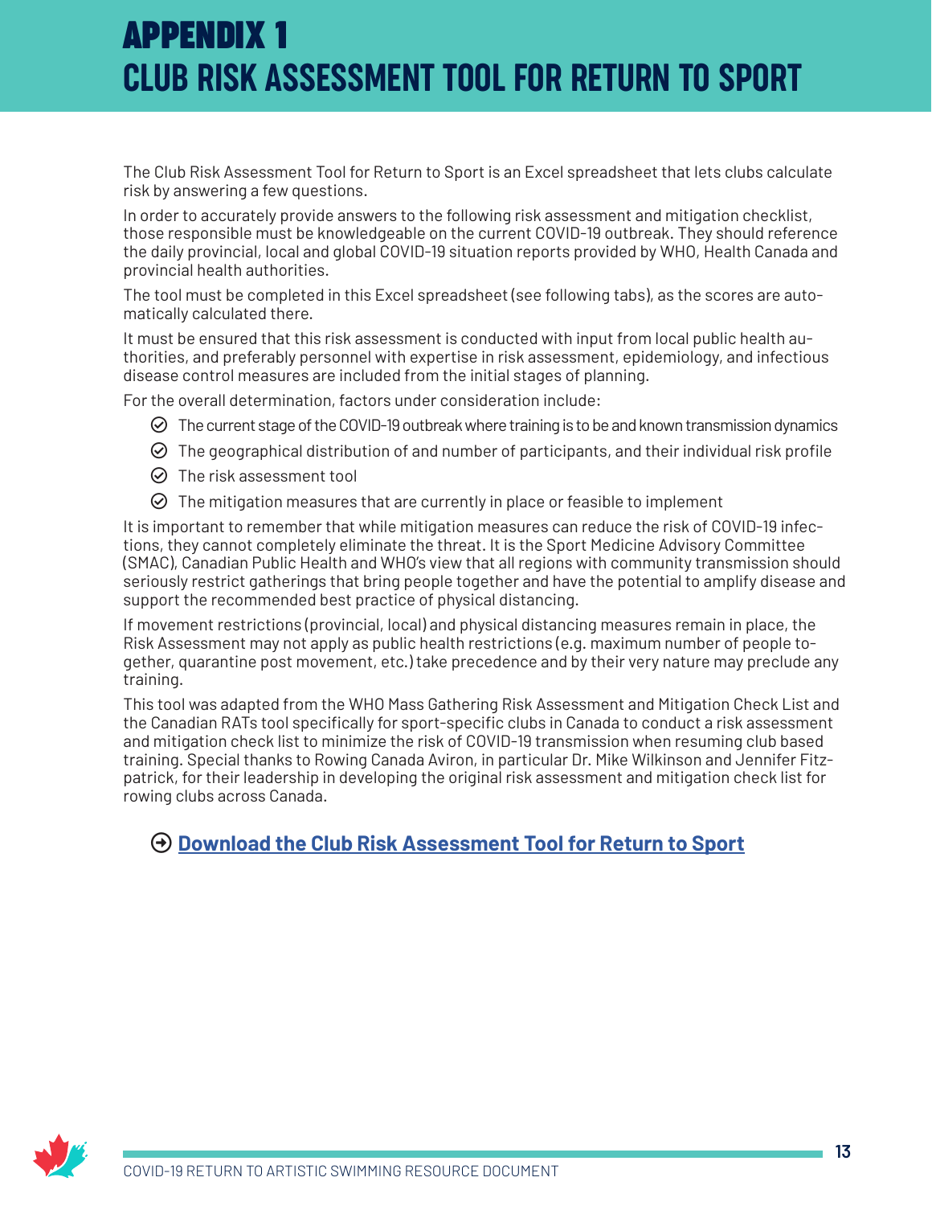# APPENDIX 1
# CLUB RISK ASSESSMENT TOOL FOR RETURN TO SPORT

The Club Risk Assessment Tool for Return to Sport is an Excel spreadsheet that lets clubs calculate risk by answering a few questions.

In order to accurately provide answers to the following risk assessment and mitigation checklist, those responsible must be knowledgeable on the current COVID-19 outbreak. They should reference the daily provincial, local and global COVID-19 situation reports provided by WHO, Health Canada and provincial health authorities.

The tool must be completed in this Excel spreadsheet (see following tabs), as the scores are automatically calculated there.

It must be ensured that this risk assessment is conducted with input from local public health authorities, and preferably personnel with expertise in risk assessment, epidemiology, and infectious disease control measures are included from the initial stages of planning.

For the overall determination, factors under consideration include:

- The current stage of the COVID-19 outbreak where training is to be and known transmission dynamics
- The geographical distribution of and number of participants, and their individual risk profile
- The risk assessment tool
- The mitigation measures that are currently in place or feasible to implement

It is important to remember that while mitigation measures can reduce the risk of COVID-19 infections, they cannot completely eliminate the threat. It is the Sport Medicine Advisory Committee (SMAC), Canadian Public Health and WHO's view that all regions with community transmission should seriously restrict gatherings that bring people together and have the potential to amplify disease and support the recommended best practice of physical distancing.

If movement restrictions (provincial, local) and physical distancing measures remain in place, the Risk Assessment may not apply as public health restrictions (e.g. maximum number of people together, quarantine post movement, etc.) take precedence and by their very nature may preclude any training.

This tool was adapted from the WHO Mass Gathering Risk Assessment and Mitigation Check List and the Canadian RATs tool specifically for sport-specific clubs in Canada to conduct a risk assessment and mitigation check list to minimize the risk of COVID-19 transmission when resuming club based training. Special thanks to Rowing Canada Aviron, in particular Dr. Mike Wilkinson and Jennifer Fitzpatrick, for their leadership in developing the original risk assessment and mitigation check list for rowing clubs across Canada.

**Download the Club Risk Assessment Tool for Return to Sport**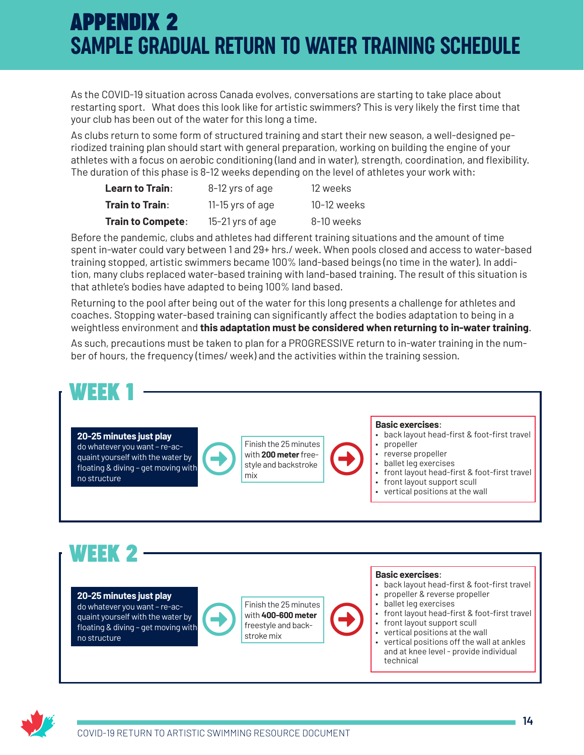# APPENDIX 2
# SAMPLE GRADUAL RETURN TO WATER TRAINING SCHEDULE

As the COVID-19 situation across Canada evolves, conversations are starting to take place about restarting sport. What does this look like for artistic swimmers? This is very likely the first time that your club has been out of the water for this long a time.

As clubs return to some form of structured training and start their new season, a well-designed periodized training plan should start with general preparation, working on building the engine of your athletes with a focus on aerobic conditioning (land and in water), strength, coordination, and flexibility. The duration of this phase is 8-12 weeks depending on the level of athletes your work with:

| | | |
|---|---|---|
| **Learn to Train**: | 8-12 yrs of age | 12 weeks |
| **Train to Train**: | 11-15 yrs of age | 10-12 weeks |
| **Train to Compete**: | 15-21 yrs of age | 8-10 weeks |

Before the pandemic, clubs and athletes had different training situations and the amount of time spent in-water could vary between 1 and 29+ hrs./ week. When pools closed and access to water-based training stopped, artistic swimmers became 100% land-based beings (no time in the water). In addition, many clubs replaced water-based training with land-based training. The result of this situation is that athlete's bodies have adapted to being 100% land based.

Returning to the pool after being out of the water for this long presents a challenge for athletes and coaches. Stopping water-based training can significantly affect the bodies adaptation to being in a weightless environment and **this adaptation must be considered when returning to in-water training**.

As such, precautions must be taken to plan for a PROGRESSIVE return to in-water training in the number of hours, the frequency (times/ week) and the activities within the training session.

## WEEK 1

**20-25 minutes just play**
do whatever you want – re-acquaint yourself with the water by floating & diving – get moving with no structure

→ Finish the 25 minutes with **200 meter** freestyle and backstroke mix

→ **Basic exercises**:
- back layout head-first & foot-first travel
- propeller
- reverse propeller
- ballet leg exercises
- front layout head-first & foot-first travel
- front layout support scull
- vertical positions at the wall

## WEEK 2

**20-25 minutes just play**
do whatever you want – re-acquaint yourself with the water by floating & diving – get moving with no structure

→ Finish the 25 minutes with **400-600 meter** freestyle and backstroke mix

→ **Basic exercises**:
- back layout head-first & foot-first travel
- propeller & reverse propeller
- ballet leg exercises
- front layout head-first & foot-first travel
- front layout support scull
- vertical positions at the wall
- vertical positions off the wall at ankles and at knee level - provide individual technical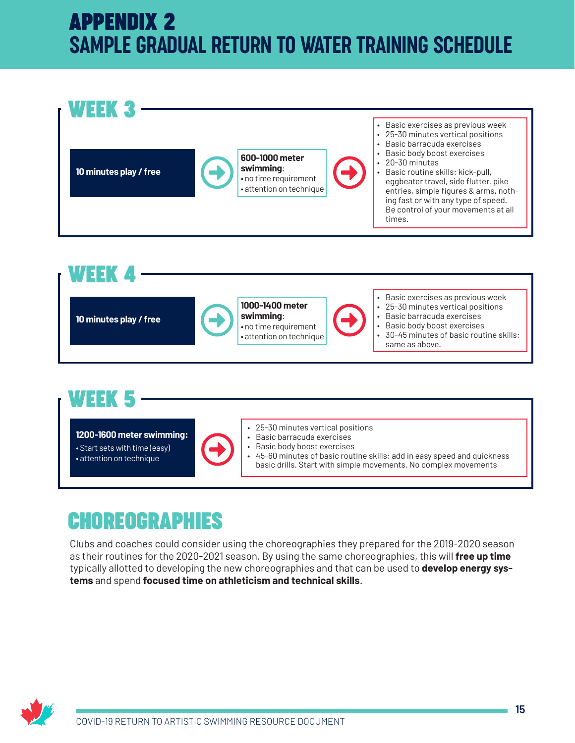# APPENDIX 2
# SAMPLE GRADUAL RETURN TO WATER TRAINING SCHEDULE

## WEEK 3

**10 minutes play / free**

→

**600-1000 meter swimming**:
- no time requirement
- attention on technique

→

- Basic exercises as previous week
- 25-30 minutes vertical positions
- Basic barracuda exercises
- Basic body boost exercises
- 20-30 minutes
- Basic routine skills: kick-pull, eggbeater travel, side flutter, pike entries, simple figures & arms, nothing fast or with any type of speed. Be control of your movements at all times.

## WEEK 4

**10 minutes play / free**

→

**1000-1400 meter swimming**:
- no time requirement
- attention on technique

→

- Basic exercises as previous week
- 25-30 minutes vertical positions
- Basic barracuda exercises
- Basic body boost exercises
- 30-45 minutes of basic routine skills: same as above.

## WEEK 5

**1200-1600 meter swimming:**
- Start sets with time (easy)
- attention on technique

→

- 25-30 minutes vertical positions
- Basic barracuda exercises
- Basic body boost exercises
- 45-60 minutes of basic routine skills: add in easy speed and quickness basic drills. Start with simple movements. No complex movements

## CHOREOGRAPHIES

Clubs and coaches could consider using the choreographies they prepared for the 2019-2020 season as their routines for the 2020-2021 season. By using the same choreographies, this will **free up time** typically allotted to developing the new choreographies and that can be used to **develop energy systems** and spend **focused time on athleticism and technical skills**.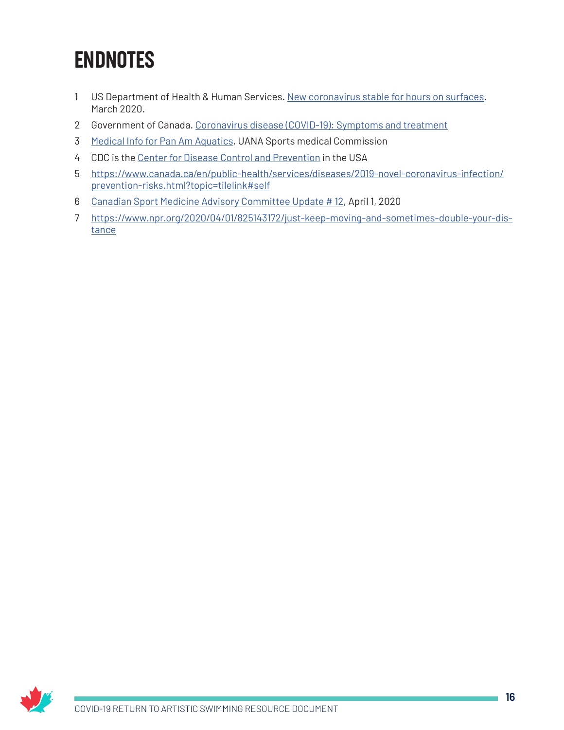# ENDNOTES

1. US Department of Health & Human Services. New coronavirus stable for hours on surfaces. March 2020.
2. Government of Canada. Coronavirus disease (COVID-19): Symptoms and treatment
3. Medical Info for Pan Am Aquatics, UANA Sports medical Commission
4. CDC is the Center for Disease Control and Prevention in the USA
5. https://www.canada.ca/en/public-health/services/diseases/2019-novel-coronavirus-infection/prevention-risks.html?topic=tilelink#self
6. Canadian Sport Medicine Advisory Committee Update # 12, April 1, 2020
7. https://www.npr.org/2020/04/01/825143172/just-keep-moving-and-sometimes-double-your-distance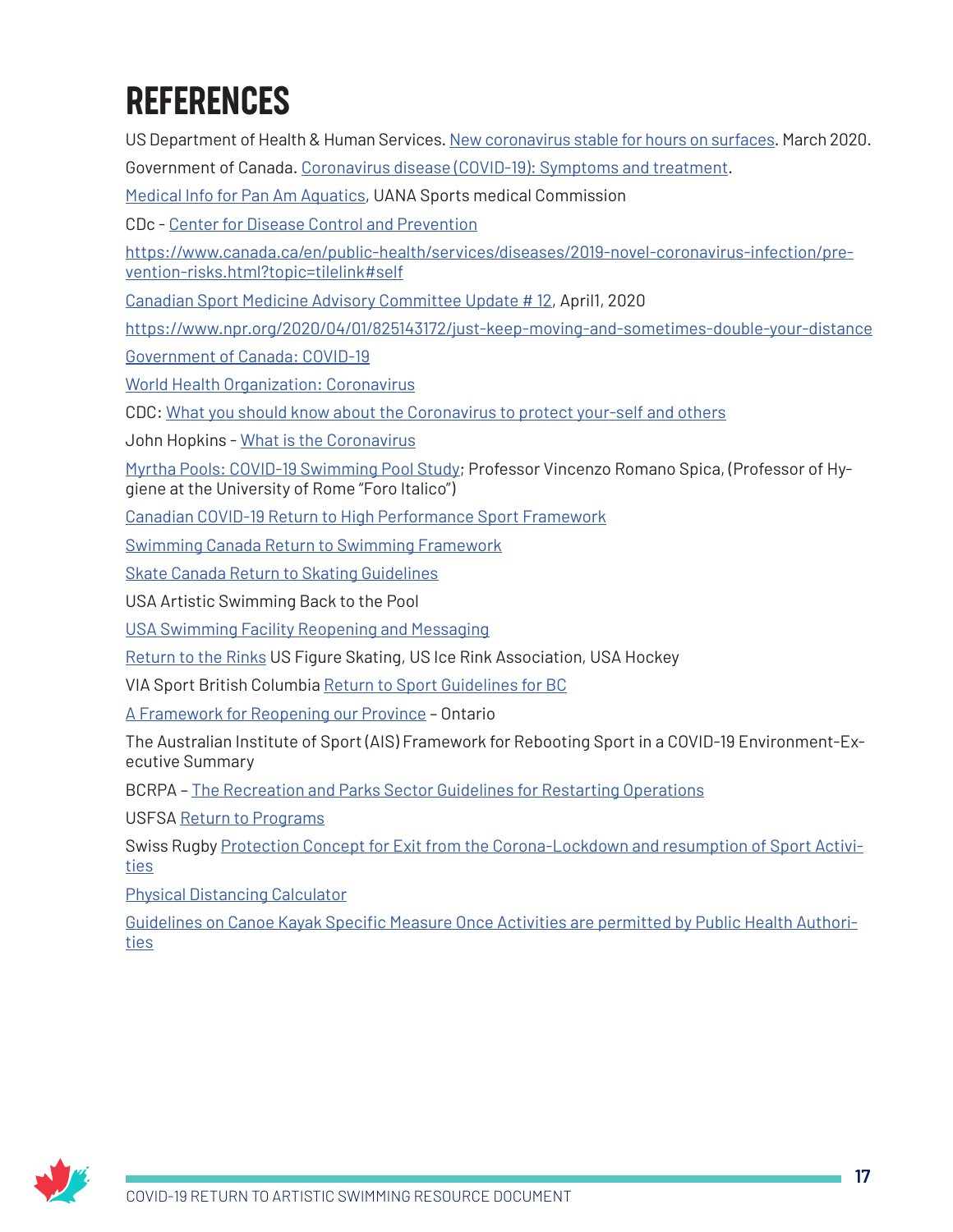# REFERENCES

US Department of Health & Human Services. New coronavirus stable for hours on surfaces. March 2020.

Government of Canada. Coronavirus disease (COVID-19): Symptoms and treatment.

Medical Info for Pan Am Aquatics, UANA Sports medical Commission

CDc - Center for Disease Control and Prevention

https://www.canada.ca/en/public-health/services/diseases/2019-novel-coronavirus-infection/prevention-risks.html?topic=tilelink#self

Canadian Sport Medicine Advisory Committee Update # 12, April1, 2020

https://www.npr.org/2020/04/01/825143172/just-keep-moving-and-sometimes-double-your-distance

Government of Canada: COVID-19

World Health Organization: Coronavirus

CDC: What you should know about the Coronavirus to protect your-self and others

John Hopkins - What is the Coronavirus

Myrtha Pools: COVID-19 Swimming Pool Study; Professor Vincenzo Romano Spica, (Professor of Hygiene at the University of Rome "Foro Italico")

Canadian COVID-19 Return to High Performance Sport Framework

Swimming Canada Return to Swimming Framework

Skate Canada Return to Skating Guidelines

USA Artistic Swimming Back to the Pool

USA Swimming Facility Reopening and Messaging

Return to the Rinks US Figure Skating, US Ice Rink Association, USA Hockey

VIA Sport British Columbia Return to Sport Guidelines for BC

A Framework for Reopening our Province – Ontario

The Australian Institute of Sport (AIS) Framework for Rebooting Sport in a COVID-19 Environment-Executive Summary

BCRPA – The Recreation and Parks Sector Guidelines for Restarting Operations

USFSA Return to Programs

Swiss Rugby Protection Concept for Exit from the Corona-Lockdown and resumption of Sport Activities

Physical Distancing Calculator

Guidelines on Canoe Kayak Specific Measure Once Activities are permitted by Public Health Authorities